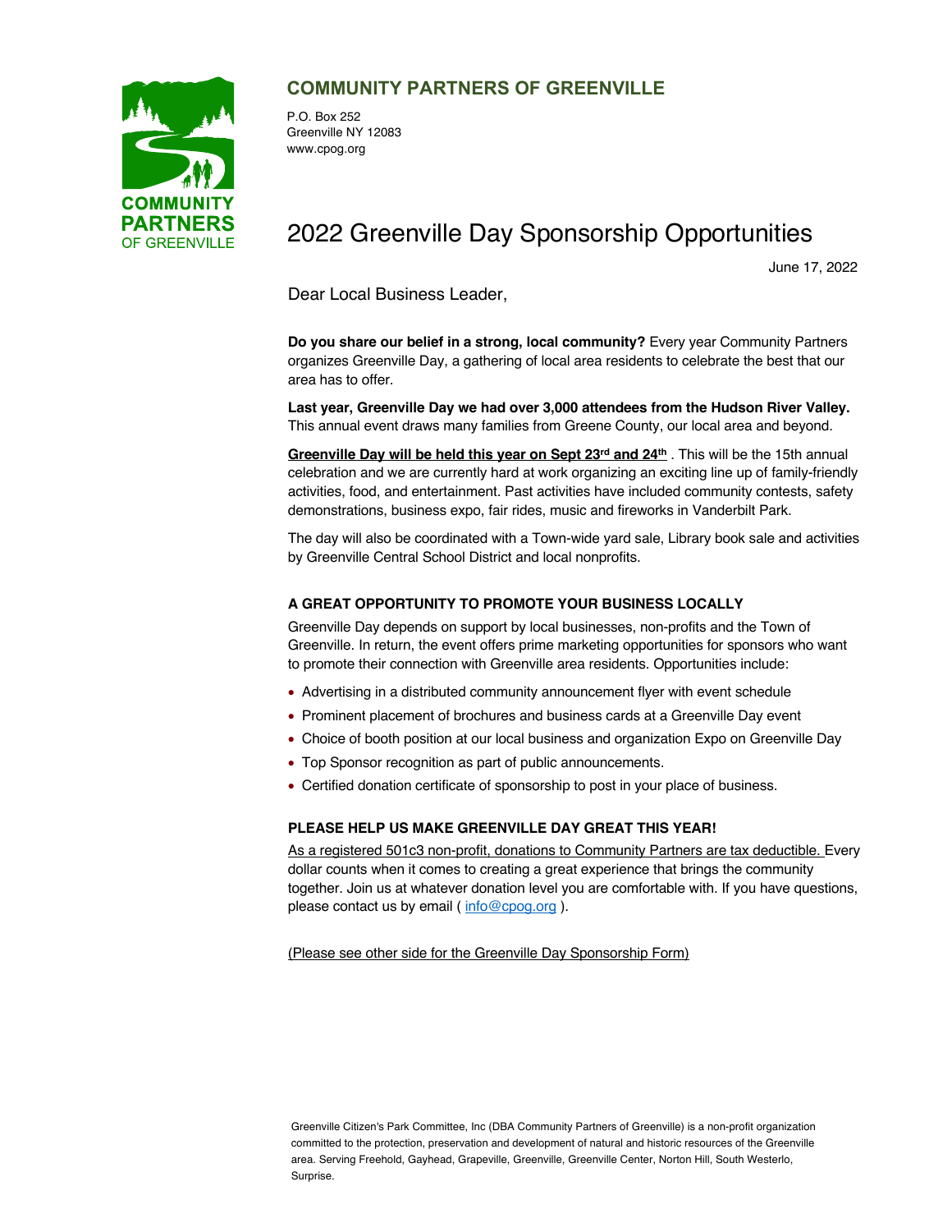COMMUNITY PARTNERS OF GREENVILLE

## COMMUNITY PARTNERS OF GREENVILLE

P.O. Box 252
Greenville NY 12083
www.cpog.org

# 2022 Greenville Day Sponsorship Opportunities

June 17, 2022

Dear Local Business Leader,

**Do you share our belief in a strong, local community?** Every year Community Partners organizes Greenville Day, a gathering of local area residents to celebrate the best that our area has to offer.

**Last year, Greenville Day we had over 3,000 attendees from the Hudson River Valley.** This annual event draws many families from Greene County, our local area and beyond.

**Greenville Day will be held this year on Sept 23rd and 24th** . This will be the 15th annual celebration and we are currently hard at work organizing an exciting line up of family-friendly activities, food, and entertainment. Past activities have included community contests, safety demonstrations, business expo, fair rides, music and fireworks in Vanderbilt Park.

The day will also be coordinated with a Town-wide yard sale, Library book sale and activities by Greenville Central School District and local nonprofits.

### A GREAT OPPORTUNITY TO PROMOTE YOUR BUSINESS LOCALLY

Greenville Day depends on support by local businesses, non-profits and the Town of Greenville. In return, the event offers prime marketing opportunities for sponsors who want to promote their connection with Greenville area residents. Opportunities include:

- Advertising in a distributed community announcement flyer with event schedule
- Prominent placement of brochures and business cards at a Greenville Day event
- Choice of booth position at our local business and organization Expo on Greenville Day
- Top Sponsor recognition as part of public announcements.
- Certified donation certificate of sponsorship to post in your place of business.

### PLEASE HELP US MAKE GREENVILLE DAY GREAT THIS YEAR!

As a registered 501c3 non-profit, donations to Community Partners are tax deductible. Every dollar counts when it comes to creating a great experience that brings the community together. Join us at whatever donation level you are comfortable with. If you have questions, please contact us by email ( info@cpog.org ).

(Please see other side for the Greenville Day Sponsorship Form)

Greenville Citizen's Park Committee, Inc (DBA Community Partners of Greenville) is a non-profit organization committed to the protection, preservation and development of natural and historic resources of the Greenville area. Serving Freehold, Gayhead, Grapeville, Greenville, Greenville Center, Norton Hill, South Westerlo, Surprise.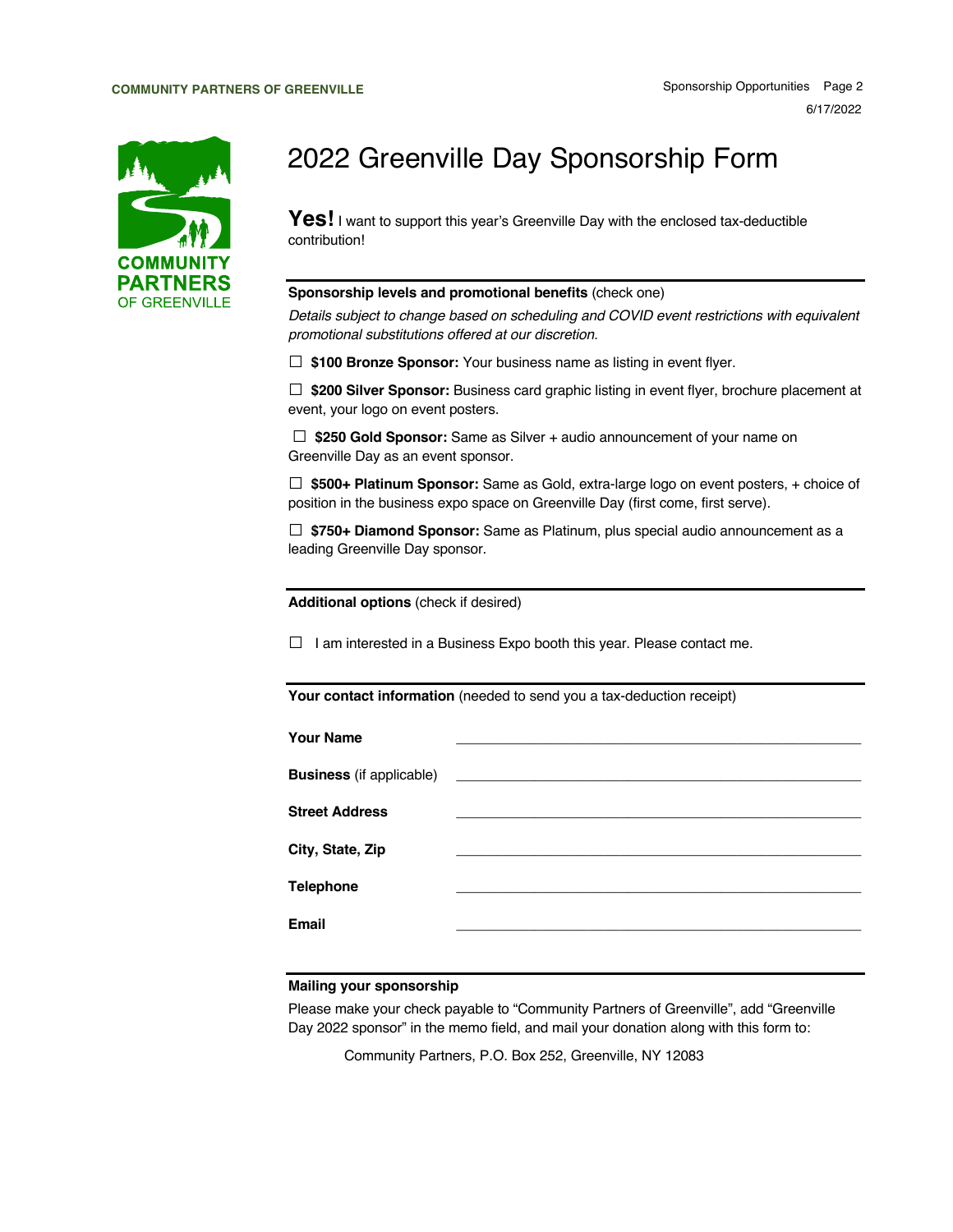# 2022 Greenville Day Sponsorship Form

**Yes!** I want to support this year's Greenville Day with the enclosed tax-deductible contribution!

**Sponsorship levels and promotional benefits** (check one)

*Details subject to change based on scheduling and COVID event restrictions with equivalent promotional substitutions offered at our discretion.*

☐ **$100 Bronze Sponsor:** Your business name as listing in event flyer.

☐ **$200 Silver Sponsor:** Business card graphic listing in event flyer, brochure placement at event, your logo on event posters.

☐ **$250 Gold Sponsor:** Same as Silver + audio announcement of your name on Greenville Day as an event sponsor.

☐ **$500+ Platinum Sponsor:** Same as Gold, extra-large logo on event posters, + choice of position in the business expo space on Greenville Day (first come, first serve).

☐ **$750+ Diamond Sponsor:** Same as Platinum, plus special audio announcement as a leading Greenville Day sponsor.

**Additional options** (check if desired)

☐ I am interested in a Business Expo booth this year. Please contact me.

**Your contact information** (needed to send you a tax-deduction receipt)

**Your Name** ______________________________

**Business** (if applicable) ______________________________

**Street Address** ______________________________

**City, State, Zip** ______________________________

**Telephone** ______________________________

**Email** ______________________________

**Mailing your sponsorship**

Please make your check payable to "Community Partners of Greenville", add "Greenville Day 2022 sponsor" in the memo field, and mail your donation along with this form to:

Community Partners, P.O. Box 252, Greenville, NY 12083